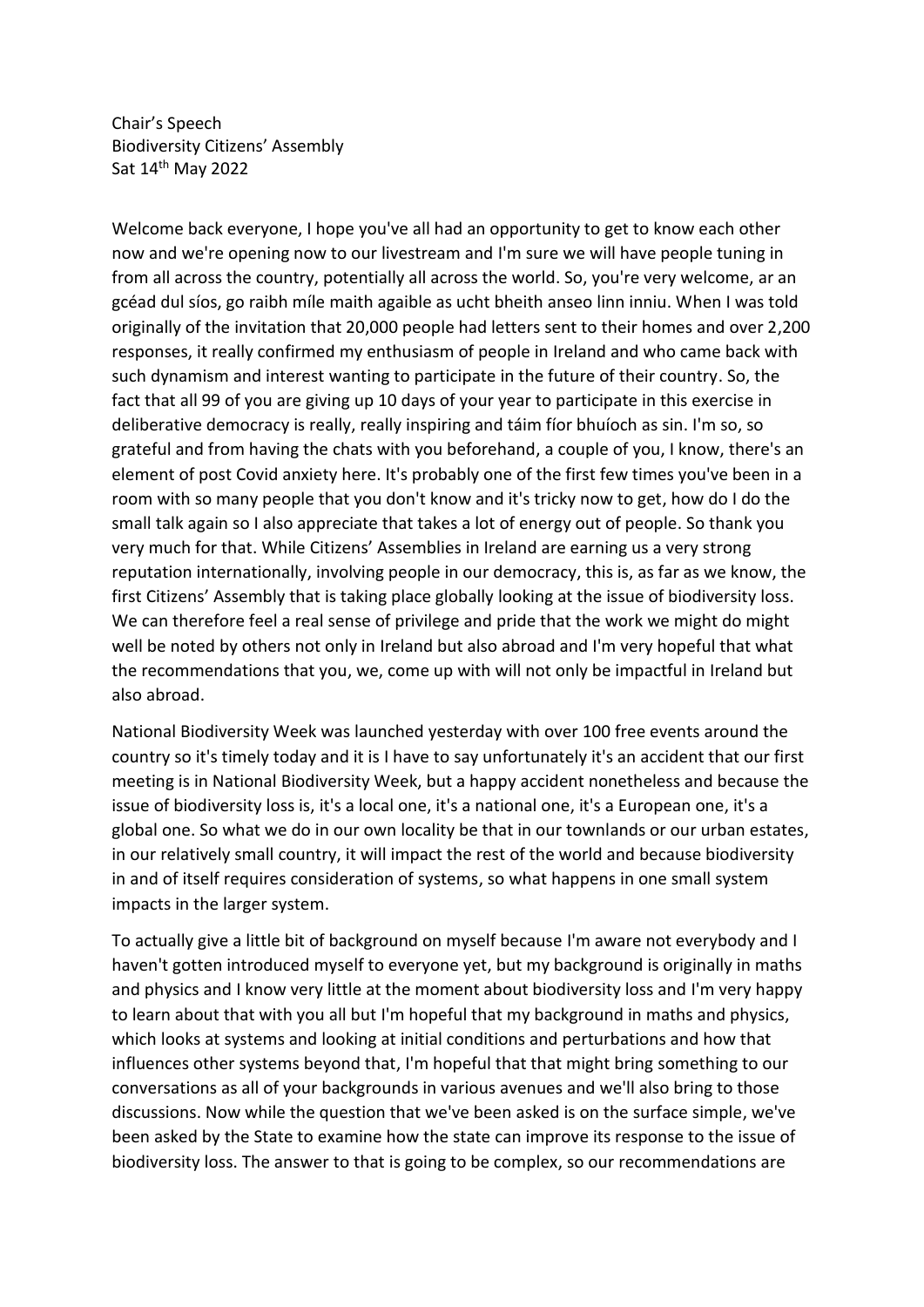Chair's Speech
Biodiversity Citizens' Assembly
Sat 14th May 2022

Welcome back everyone, I hope you've all had an opportunity to get to know each other now and we're opening now to our livestream and I'm sure we will have people tuning in from all across the country, potentially all across the world. So, you're very welcome, ar an gcéad dul síos, go raibh míle maith agaible as ucht bheith anseo linn inniu. When I was told originally of the invitation that 20,000 people had letters sent to their homes and over 2,200 responses, it really confirmed my enthusiasm of people in Ireland and who came back with such dynamism and interest wanting to participate in the future of their country. So, the fact that all 99 of you are giving up 10 days of your year to participate in this exercise in deliberative democracy is really, really inspiring and táim fíor bhuíoch as sin. I'm so, so grateful and from having the chats with you beforehand, a couple of you, I know, there's an element of post Covid anxiety here. It's probably one of the first few times you've been in a room with so many people that you don't know and it's tricky now to get, how do I do the small talk again so I also appreciate that takes a lot of energy out of people. So thank you very much for that. While Citizens' Assemblies in Ireland are earning us a very strong reputation internationally, involving people in our democracy, this is, as far as we know, the first Citizens' Assembly that is taking place globally looking at the issue of biodiversity loss. We can therefore feel a real sense of privilege and pride that the work we might do might well be noted by others not only in Ireland but also abroad and I'm very hopeful that what the recommendations that you, we, come up with will not only be impactful in Ireland but also abroad.

National Biodiversity Week was launched yesterday with over 100 free events around the country so it's timely today and it is I have to say unfortunately it's an accident that our first meeting is in National Biodiversity Week, but a happy accident nonetheless and because the issue of biodiversity loss is, it's a local one, it's a national one, it's a European one, it's a global one. So what we do in our own locality be that in our townlands or our urban estates, in our relatively small country, it will impact the rest of the world and because biodiversity in and of itself requires consideration of systems, so what happens in one small system impacts in the larger system.

To actually give a little bit of background on myself because I'm aware not everybody and I haven't gotten introduced myself to everyone yet, but my background is originally in maths and physics and I know very little at the moment about biodiversity loss and I'm very happy to learn about that with you all but I'm hopeful that my background in maths and physics, which looks at systems and looking at initial conditions and perturbations and how that influences other systems beyond that, I'm hopeful that that might bring something to our conversations as all of your backgrounds in various avenues and we'll also bring to those discussions. Now while the question that we've been asked is on the surface simple, we've been asked by the State to examine how the state can improve its response to the issue of biodiversity loss. The answer to that is going to be complex, so our recommendations are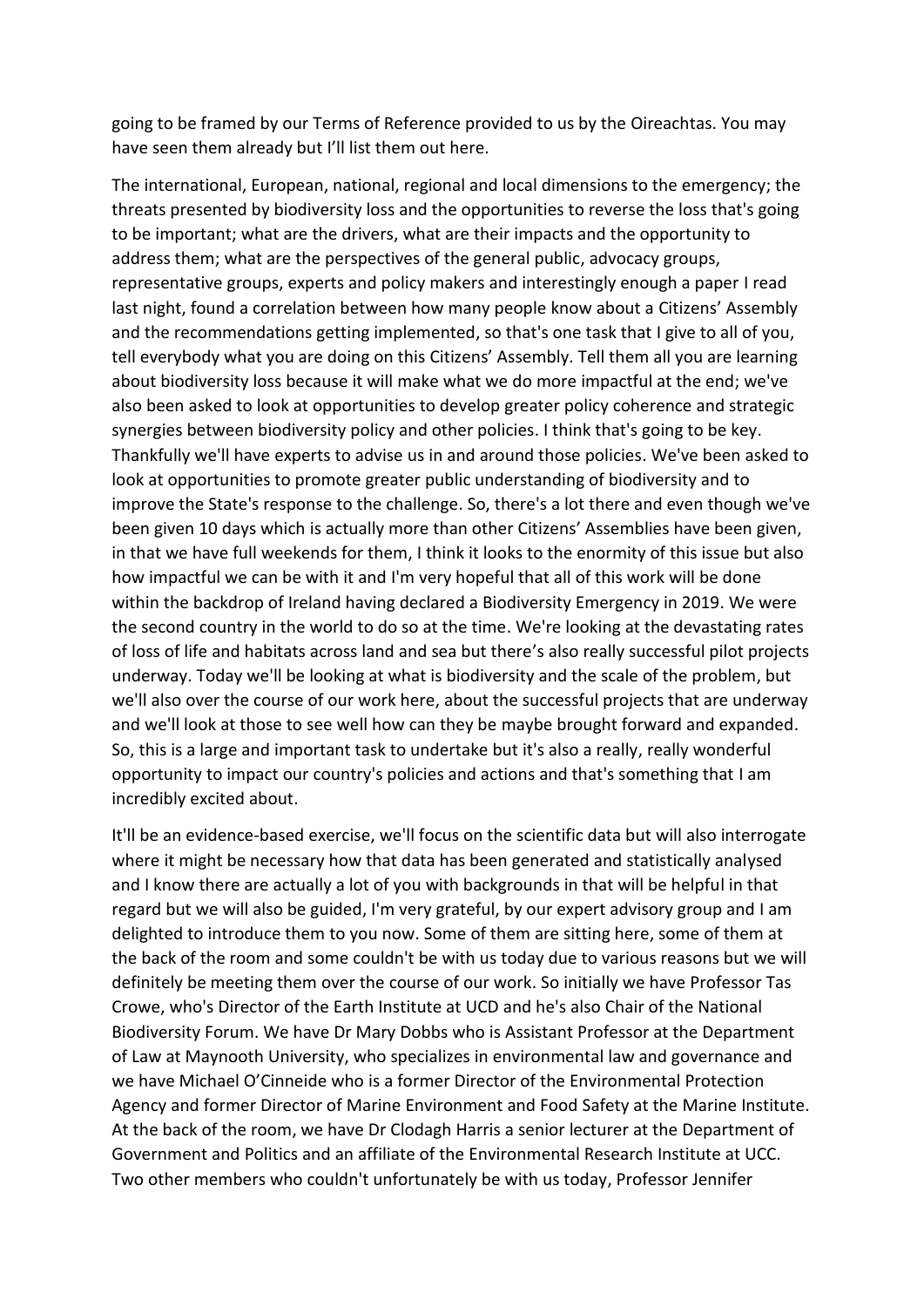going to be framed by our Terms of Reference provided to us by the Oireachtas. You may have seen them already but I'll list them out here.

The international, European, national, regional and local dimensions to the emergency; the threats presented by biodiversity loss and the opportunities to reverse the loss that's going to be important; what are the drivers, what are their impacts and the opportunity to address them; what are the perspectives of the general public, advocacy groups, representative groups, experts and policy makers and interestingly enough a paper I read last night, found a correlation between how many people know about a Citizens' Assembly and the recommendations getting implemented, so that's one task that I give to all of you, tell everybody what you are doing on this Citizens' Assembly. Tell them all you are learning about biodiversity loss because it will make what we do more impactful at the end; we've also been asked to look at opportunities to develop greater policy coherence and strategic synergies between biodiversity policy and other policies. I think that's going to be key. Thankfully we'll have experts to advise us in and around those policies. We've been asked to look at opportunities to promote greater public understanding of biodiversity and to improve the State's response to the challenge. So, there's a lot there and even though we've been given 10 days which is actually more than other Citizens' Assemblies have been given, in that we have full weekends for them, I think it looks to the enormity of this issue but also how impactful we can be with it and I'm very hopeful that all of this work will be done within the backdrop of Ireland having declared a Biodiversity Emergency in 2019. We were the second country in the world to do so at the time. We're looking at the devastating rates of loss of life and habitats across land and sea but there's also really successful pilot projects underway. Today we'll be looking at what is biodiversity and the scale of the problem, but we'll also over the course of our work here, about the successful projects that are underway and we'll look at those to see well how can they be maybe brought forward and expanded. So, this is a large and important task to undertake but it's also a really, really wonderful opportunity to impact our country's policies and actions and that's something that I am incredibly excited about.

It'll be an evidence-based exercise, we'll focus on the scientific data but will also interrogate where it might be necessary how that data has been generated and statistically analysed and I know there are actually a lot of you with backgrounds in that will be helpful in that regard but we will also be guided, I'm very grateful, by our expert advisory group and I am delighted to introduce them to you now. Some of them are sitting here, some of them at the back of the room and some couldn't be with us today due to various reasons but we will definitely be meeting them over the course of our work. So initially we have Professor Tas Crowe, who's Director of the Earth Institute at UCD and he's also Chair of the National Biodiversity Forum. We have Dr Mary Dobbs who is Assistant Professor at the Department of Law at Maynooth University, who specializes in environmental law and governance and we have Michael O'Cinneide who is a former Director of the Environmental Protection Agency and former Director of Marine Environment and Food Safety at the Marine Institute. At the back of the room, we have Dr Clodagh Harris a senior lecturer at the Department of Government and Politics and an affiliate of the Environmental Research Institute at UCC. Two other members who couldn't unfortunately be with us today, Professor Jennifer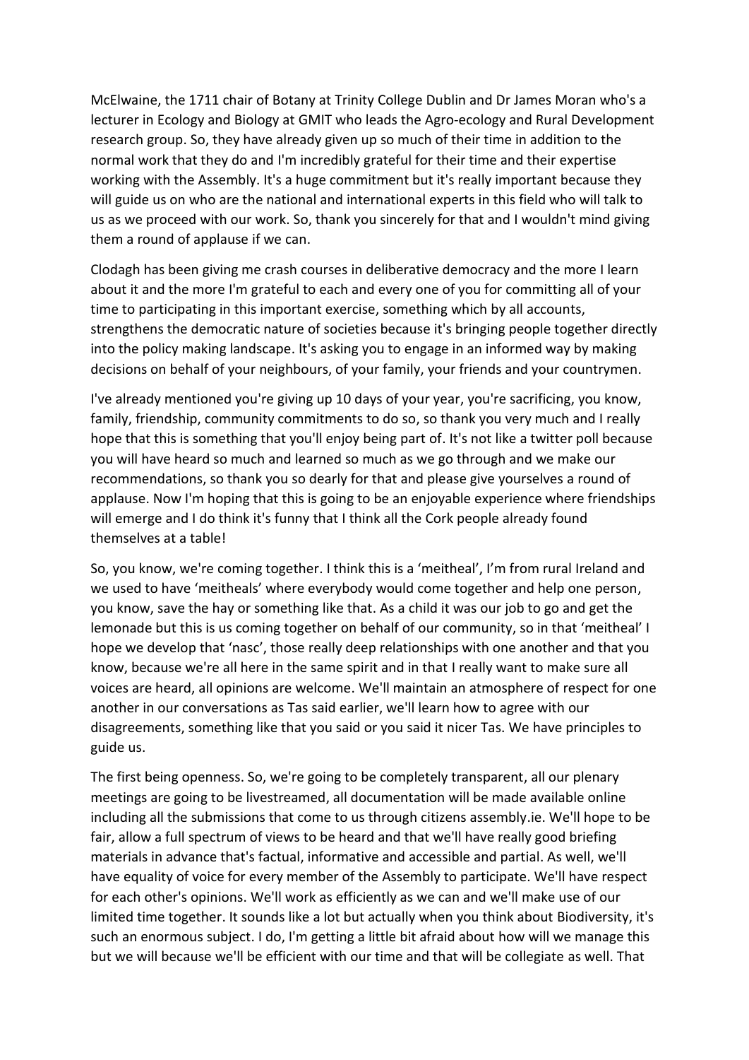McElwaine, the 1711 chair of Botany at Trinity College Dublin and Dr James Moran who's a lecturer in Ecology and Biology at GMIT who leads the Agro-ecology and Rural Development research group. So, they have already given up so much of their time in addition to the normal work that they do and I'm incredibly grateful for their time and their expertise working with the Assembly. It's a huge commitment but it's really important because they will guide us on who are the national and international experts in this field who will talk to us as we proceed with our work. So, thank you sincerely for that and I wouldn't mind giving them a round of applause if we can.

Clodagh has been giving me crash courses in deliberative democracy and the more I learn about it and the more I'm grateful to each and every one of you for committing all of your time to participating in this important exercise, something which by all accounts, strengthens the democratic nature of societies because it's bringing people together directly into the policy making landscape. It's asking you to engage in an informed way by making decisions on behalf of your neighbours, of your family, your friends and your countrymen.

I've already mentioned you're giving up 10 days of your year, you're sacrificing, you know, family, friendship, community commitments to do so, so thank you very much and I really hope that this is something that you'll enjoy being part of. It's not like a twitter poll because you will have heard so much and learned so much as we go through and we make our recommendations, so thank you so dearly for that and please give yourselves a round of applause. Now I'm hoping that this is going to be an enjoyable experience where friendships will emerge and I do think it's funny that I think all the Cork people already found themselves at a table!

So, you know, we're coming together. I think this is a 'meitheal', I'm from rural Ireland and we used to have 'meitheals' where everybody would come together and help one person, you know, save the hay or something like that. As a child it was our job to go and get the lemonade but this is us coming together on behalf of our community, so in that 'meitheal' I hope we develop that 'nasc', those really deep relationships with one another and that you know, because we're all here in the same spirit and in that I really want to make sure all voices are heard, all opinions are welcome. We'll maintain an atmosphere of respect for one another in our conversations as Tas said earlier, we'll learn how to agree with our disagreements, something like that you said or you said it nicer Tas. We have principles to guide us.

The first being openness. So, we're going to be completely transparent, all our plenary meetings are going to be livestreamed, all documentation will be made available online including all the submissions that come to us through citizens assembly.ie. We'll hope to be fair, allow a full spectrum of views to be heard and that we'll have really good briefing materials in advance that's factual, informative and accessible and partial. As well, we'll have equality of voice for every member of the Assembly to participate. We'll have respect for each other's opinions. We'll work as efficiently as we can and we'll make use of our limited time together. It sounds like a lot but actually when you think about Biodiversity, it's such an enormous subject. I do, I'm getting a little bit afraid about how will we manage this but we will because we'll be efficient with our time and that will be collegiate as well. That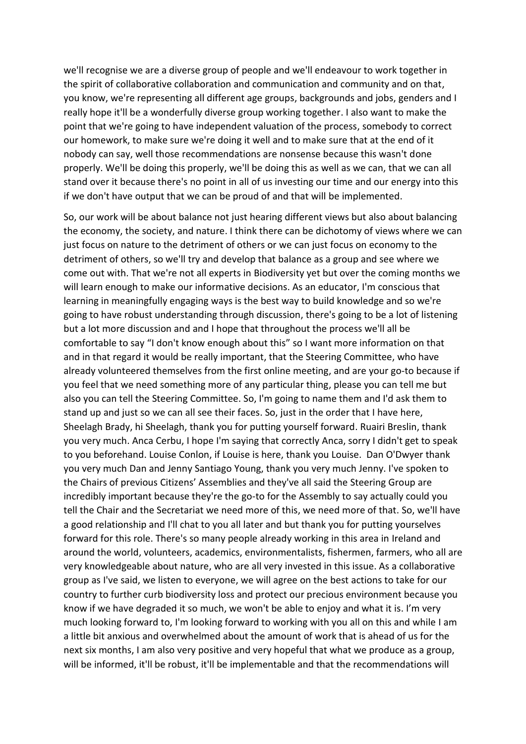we'll recognise we are a diverse group of people and we'll endeavour to work together in the spirit of collaborative collaboration and communication and community and on that, you know, we're representing all different age groups, backgrounds and jobs, genders and I really hope it'll be a wonderfully diverse group working together. I also want to make the point that we're going to have independent valuation of the process, somebody to correct our homework, to make sure we're doing it well and to make sure that at the end of it nobody can say, well those recommendations are nonsense because this wasn't done properly. We'll be doing this properly, we'll be doing this as well as we can, that we can all stand over it because there's no point in all of us investing our time and our energy into this if we don't have output that we can be proud of and that will be implemented.

So, our work will be about balance not just hearing different views but also about balancing the economy, the society, and nature. I think there can be dichotomy of views where we can just focus on nature to the detriment of others or we can just focus on economy to the detriment of others, so we'll try and develop that balance as a group and see where we come out with. That we're not all experts in Biodiversity yet but over the coming months we will learn enough to make our informative decisions. As an educator, I'm conscious that learning in meaningfully engaging ways is the best way to build knowledge and so we're going to have robust understanding through discussion, there's going to be a lot of listening but a lot more discussion and and I hope that throughout the process we'll all be comfortable to say "I don't know enough about this" so I want more information on that and in that regard it would be really important, that the Steering Committee, who have already volunteered themselves from the first online meeting, and are your go-to because if you feel that we need something more of any particular thing, please you can tell me but also you can tell the Steering Committee. So, I'm going to name them and I'd ask them to stand up and just so we can all see their faces. So, just in the order that I have here, Sheelagh Brady, hi Sheelagh, thank you for putting yourself forward. Ruairi Breslin, thank you very much. Anca Cerbu, I hope I'm saying that correctly Anca, sorry I didn't get to speak to you beforehand. Louise Conlon, if Louise is here, thank you Louise. Dan O'Dwyer thank you very much Dan and Jenny Santiago Young, thank you very much Jenny. I've spoken to the Chairs of previous Citizens' Assemblies and they've all said the Steering Group are incredibly important because they're the go-to for the Assembly to say actually could you tell the Chair and the Secretariat we need more of this, we need more of that. So, we'll have a good relationship and I'll chat to you all later and but thank you for putting yourselves forward for this role. There's so many people already working in this area in Ireland and around the world, volunteers, academics, environmentalists, fishermen, farmers, who all are very knowledgeable about nature, who are all very invested in this issue. As a collaborative group as I've said, we listen to everyone, we will agree on the best actions to take for our country to further curb biodiversity loss and protect our precious environment because you know if we have degraded it so much, we won't be able to enjoy and what it is. I'm very much looking forward to, I'm looking forward to working with you all on this and while I am a little bit anxious and overwhelmed about the amount of work that is ahead of us for the next six months, I am also very positive and very hopeful that what we produce as a group, will be informed, it'll be robust, it'll be implementable and that the recommendations will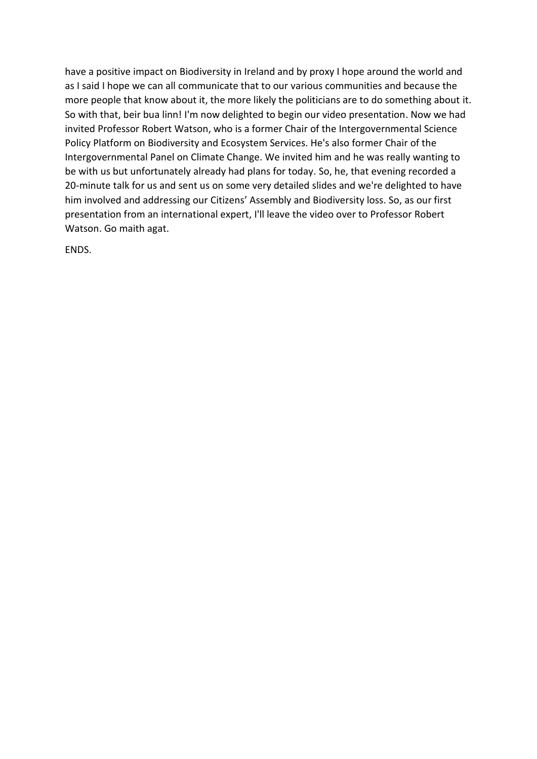have a positive impact on Biodiversity in Ireland and by proxy I hope around the world and as I said I hope we can all communicate that to our various communities and because the more people that know about it, the more likely the politicians are to do something about it. So with that, beir bua linn! I'm now delighted to begin our video presentation. Now we had invited Professor Robert Watson, who is a former Chair of the Intergovernmental Science Policy Platform on Biodiversity and Ecosystem Services. He's also former Chair of the Intergovernmental Panel on Climate Change. We invited him and he was really wanting to be with us but unfortunately already had plans for today. So, he, that evening recorded a 20-minute talk for us and sent us on some very detailed slides and we're delighted to have him involved and addressing our Citizens' Assembly and Biodiversity loss. So, as our first presentation from an international expert, I'll leave the video over to Professor Robert Watson. Go maith agat.

ENDS.